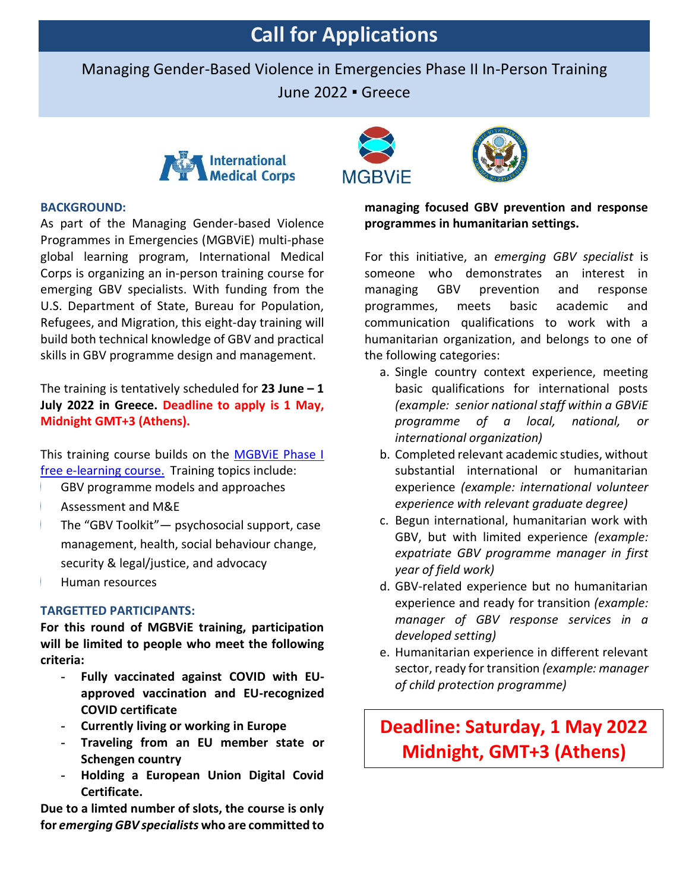# Call for Applications

Managing Gender-Based Violence in Emergencies Phase II In-Person Training
June 2022 ▪ Greece

**BACKGROUND:**

As part of the Managing Gender-based Violence Programmes in Emergencies (MGBViE) multi-phase global learning program, International Medical Corps is organizing an in-person training course for emerging GBV specialists. With funding from the U.S. Department of State, Bureau for Population, Refugees, and Migration, this eight-day training will build both technical knowledge of GBV and practical skills in GBV programme design and management.

The training is tentatively scheduled for **23 June – 1 July 2022 in Greece. Deadline to apply is 1 May, Midnight GMT+3 (Athens).**

This training course builds on the [MGBViE Phase I free e-learning course.](MGBViE Phase I free e-learning course) Training topics include:

- GBV programme models and approaches
- Assessment and M&E
- The "GBV Toolkit"— psychosocial support, case management, health, social behaviour change, security & legal/justice, and advocacy
- Human resources

**TARGETTED PARTICIPANTS:**

**For this round of MGBViE training, participation will be limited to people who meet the following criteria:**

- **Fully vaccinated against COVID with EU-approved vaccination and EU-recognized COVID certificate**
- **Currently living or working in Europe**
- **Traveling from an EU member state or Schengen country**
- **Holding a European Union Digital Covid Certificate.**

**Due to a limted number of slots, the course is only for *emerging GBV specialists* who are committed to managing focused GBV prevention and response programmes in humanitarian settings.**

For this initiative, an *emerging GBV specialist* is someone who demonstrates an interest in managing GBV prevention and response programmes, meets basic academic and communication qualifications to work with a humanitarian organization, and belongs to one of the following categories:

a. Single country context experience, meeting basic qualifications for international posts *(example: senior national staff within a GBViE programme of a local, national, or international organization)*
b. Completed relevant academic studies, without substantial international or humanitarian experience *(example: international volunteer experience with relevant graduate degree)*
c. Begun international, humanitarian work with GBV, but with limited experience *(example: expatriate GBV programme manager in first year of field work)*
d. GBV-related experience but no humanitarian experience and ready for transition *(example: manager of GBV response services in a developed setting)*
e. Humanitarian experience in different relevant sector, ready for transition *(example: manager of child protection programme)*

**Deadline: Saturday, 1 May 2022 Midnight, GMT+3 (Athens)**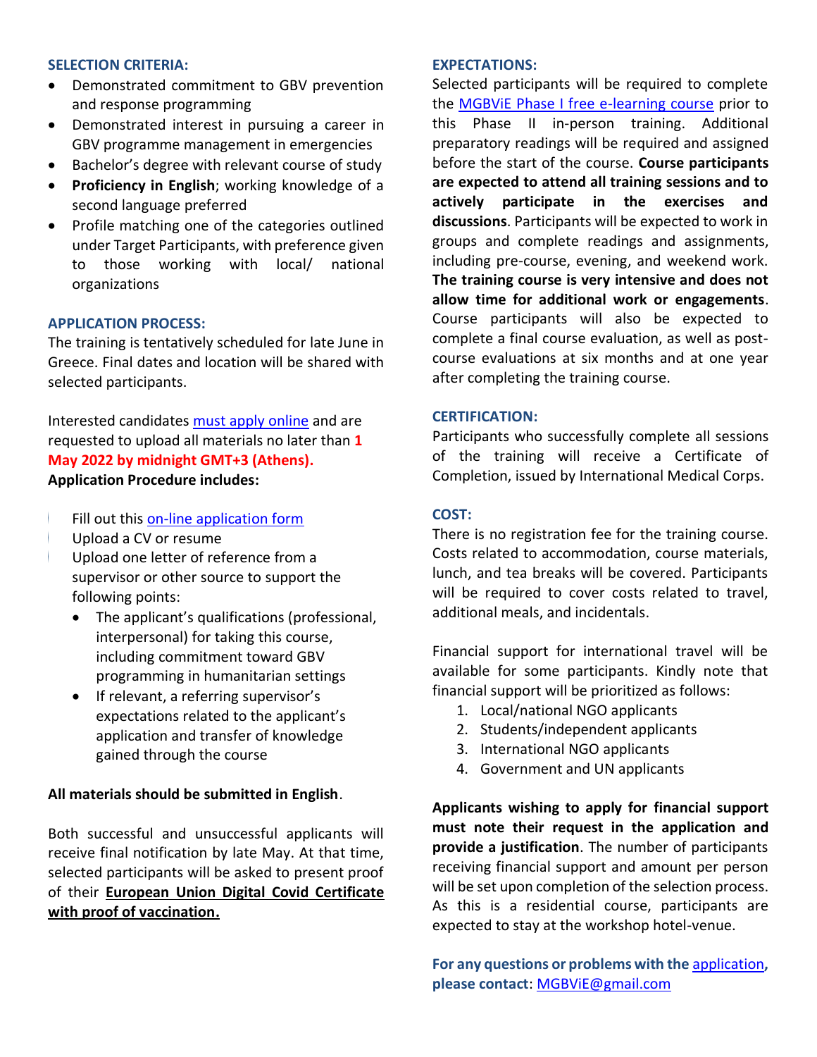### SELECTION CRITERIA:

- Demonstrated commitment to GBV prevention and response programming
- Demonstrated interest in pursuing a career in GBV programme management in emergencies
- Bachelor's degree with relevant course of study
- **Proficiency in English**; working knowledge of a second language preferred
- Profile matching one of the categories outlined under Target Participants, with preference given to those working with local/ national organizations

### APPLICATION PROCESS:

The training is tentatively scheduled for late June in Greece. Final dates and location will be shared with selected participants.

Interested candidates must apply online and are requested to upload all materials no later than **1 May 2022 by midnight GMT+3 (Athens).**

**Application Procedure includes:**

- Fill out this on-line application form
- Upload a CV or resume
- Upload one letter of reference from a supervisor or other source to support the following points:
  - The applicant's qualifications (professional, interpersonal) for taking this course, including commitment toward GBV programming in humanitarian settings
  - If relevant, a referring supervisor's expectations related to the applicant's application and transfer of knowledge gained through the course

**All materials should be submitted in English**.

Both successful and unsuccessful applicants will receive final notification by late May. At that time, selected participants will be asked to present proof of their **European Union Digital Covid Certificate with proof of vaccination.**

### EXPECTATIONS:

Selected participants will be required to complete the MGBViE Phase I free e-learning course prior to this Phase II in-person training. Additional preparatory readings will be required and assigned before the start of the course. **Course participants are expected to attend all training sessions and to actively participate in the exercises and discussions**. Participants will be expected to work in groups and complete readings and assignments, including pre-course, evening, and weekend work. **The training course is very intensive and does not allow time for additional work or engagements**. Course participants will also be expected to complete a final course evaluation, as well as post-course evaluations at six months and at one year after completing the training course.

### CERTIFICATION:

Participants who successfully complete all sessions of the training will receive a Certificate of Completion, issued by International Medical Corps.

### COST:

There is no registration fee for the training course. Costs related to accommodation, course materials, lunch, and tea breaks will be covered. Participants will be required to cover costs related to travel, additional meals, and incidentals.

Financial support for international travel will be available for some participants. Kindly note that financial support will be prioritized as follows:

1. Local/national NGO applicants
2. Students/independent applicants
3. International NGO applicants
4. Government and UN applicants

**Applicants wishing to apply for financial support must note their request in the application and provide a justification**. The number of participants receiving financial support and amount per person will be set upon completion of the selection process. As this is a residential course, participants are expected to stay at the workshop hotel-venue.

**For any questions or problems with the application, please contact**: MGBViE@gmail.com